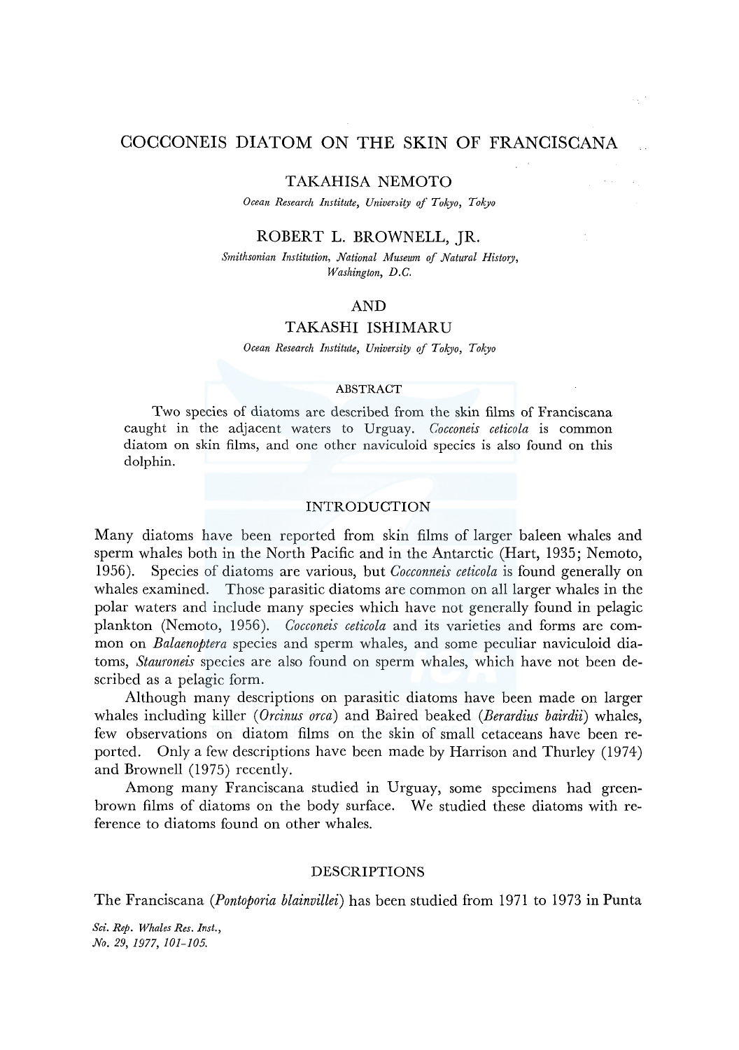# COCCONEIS DIATOM ON THE SKIN OF FRANCISCANA

TAKAHISA NEMOTO

*Ocean Research Institute, University of Tokyo, Tokyo*

ROBERT L. BROWNELL, JR.

*Smithsonian Institution, National Museum of Natural History, Washington, D.C.*

AND

TAKASHI ISHIMARU

*Ocean Research Institute, University of Tokyo, Tokyo*

## ABSTRACT

Two species of diatoms are described from the skin films of Franciscana caught in the adjacent waters to Urguay. *Cocconeis ceticola* is common diatom on skin films, and one other naviculoid species is also found on this dolphin.

## INTRODUCTION

Many diatoms have been reported from skin films of larger baleen whales and sperm whales both in the North Pacific and in the Antarctic (Hart, 1935; Nemoto, 1956). Species of diatoms are various, but *Cocconneis ceticola* is found generally on whales examined. Those parasitic diatoms are common on all larger whales in the polar waters and include many species which have not generally found in pelagic plankton (Nemoto, 1956). *Cocconeis ceticola* and its varieties and forms are common on *Balaenoptera* species and sperm whales, and some peculiar naviculoid diatoms, *Stauroneis* species are also found on sperm whales, which have not been described as a pelagic form.

Although many descriptions on parasitic diatoms have been made on larger whales including killer (*Orcinus orca*) and Baired beaked (*Berardius bairdii*) whales, few observations on diatom films on the skin of small cetaceans have been reported. Only a few descriptions have been made by Harrison and Thurley (1974) and Brownell (1975) recently.

Among many Franciscana studied in Urguay, some specimens had green-brown films of diatoms on the body surface. We studied these diatoms with reference to diatoms found on other whales.

## DESCRIPTIONS

The Franciscana (*Pontoporia blainvillei*) has been studied from 1971 to 1973 in Punta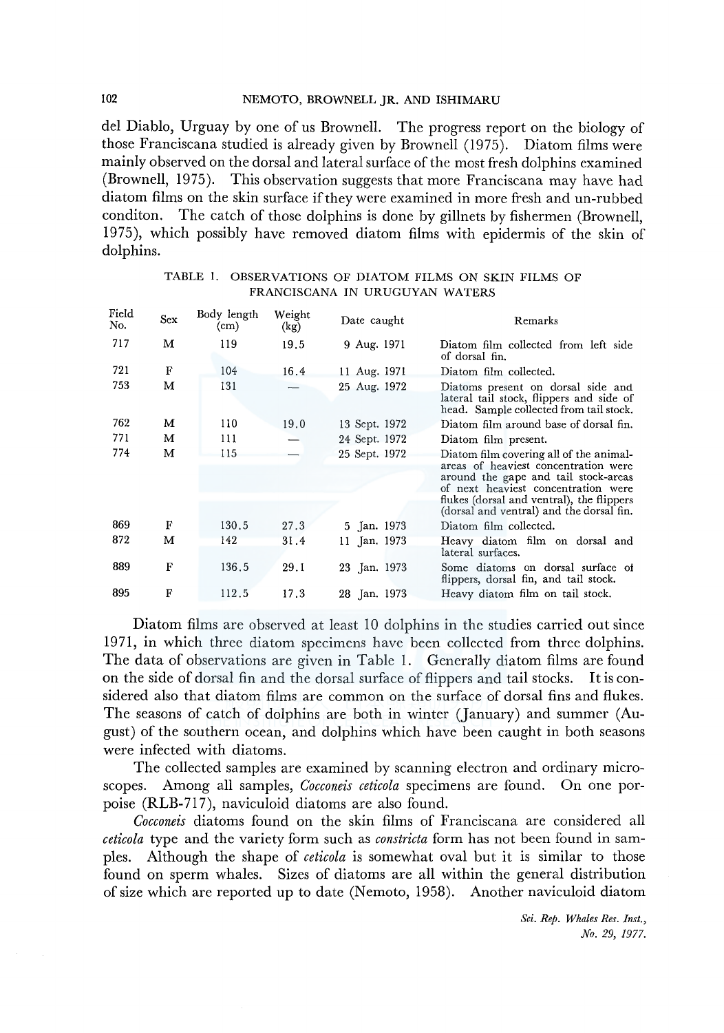del Diablo, Urguay by one of us Brownell. The progress report on the biology of those Franciscana studied is already given by Brownell (1975). Diatom films were mainly observed on the dorsal and lateral surface of the most fresh dolphins examined (Brownell, 1975). This observation suggests that more Franciscana may have had diatom films on the skin surface if they were examined in more fresh and un-rubbed conditon. The catch of those dolphins is done by gillnets by fishermen (Brownell, 1975), which possibly have removed diatom films with epidermis of the skin of dolphins.

TABLE 1. OBSERVATIONS OF DIATOM FILMS ON SKIN FILMS OF FRANCISCANA IN URUGUYAN WATERS

| Field No. | Sex | Body length (cm) | Weight (kg) | Date caught | Remarks |
|---|---|---|---|---|---|
| 717 | M | 119 | 19.5 | 9 Aug. 1971 | Diatom film collected from left side of dorsal fin. |
| 721 | F | 104 | 16.4 | 11 Aug. 1971 | Diatom film collected. |
| 753 | M | 131 | — | 25 Aug. 1972 | Diatoms present on dorsal side and lateral tail stock, flippers and side of head. Sample collected from tail stock. |
| 762 | M | 110 | 19.0 | 13 Sept. 1972 | Diatom film around base of dorsal fin. |
| 771 | M | 111 | — | 24 Sept. 1972 | Diatom film present. |
| 774 | M | 115 | — | 25 Sept. 1972 | Diatom film covering all of the animal-areas of heaviest concentration were around the gape and tail stock-areas of next heaviest concentration were flukes (dorsal and ventral), the flippers (dorsal and ventral) and the dorsal fin. |
| 869 | F | 130.5 | 27.3 | 5 Jan. 1973 | Diatom film collected. |
| 872 | M | 142 | 31.4 | 11 Jan. 1973 | Heavy diatom film on dorsal and lateral surfaces. |
| 889 | F | 136.5 | 29.1 | 23 Jan. 1973 | Some diatoms on dorsal surface ot flippers, dorsal fin, and tail stock. |
| 895 | F | 112.5 | 17.3 | 28 Jan. 1973 | Heavy diatom film on tail stock. |

Diatom films are observed at least 10 dolphins in the studies carried out since 1971, in which three diatom specimens have been collected from three dolphins. The data of observations are given in Table 1. Generally diatom films are found on the side of dorsal fin and the dorsal surface of flippers and tail stocks. It is considered also that diatom films are common on the surface of dorsal fins and flukes. The seasons of catch of dolphins are both in winter (January) and summer (August) of the southern ocean, and dolphins which have been caught in both seasons were infected with diatoms.

The collected samples are examined by scanning electron and ordinary microscopes. Among all samples, *Cocconeis ceticola* specimens are found. On one porpoise (RLB-717), naviculoid diatoms are also found.

*Cocconeis* diatoms found on the skin films of Franciscana are considered all *ceticola* type and the variety form such as *constricta* form has not been found in samples. Although the shape of *ceticola* is somewhat oval but it is similar to those found on sperm whales. Sizes of diatoms are all within the general distribution of size which are reported up to date (Nemoto, 1958). Another naviculoid diatom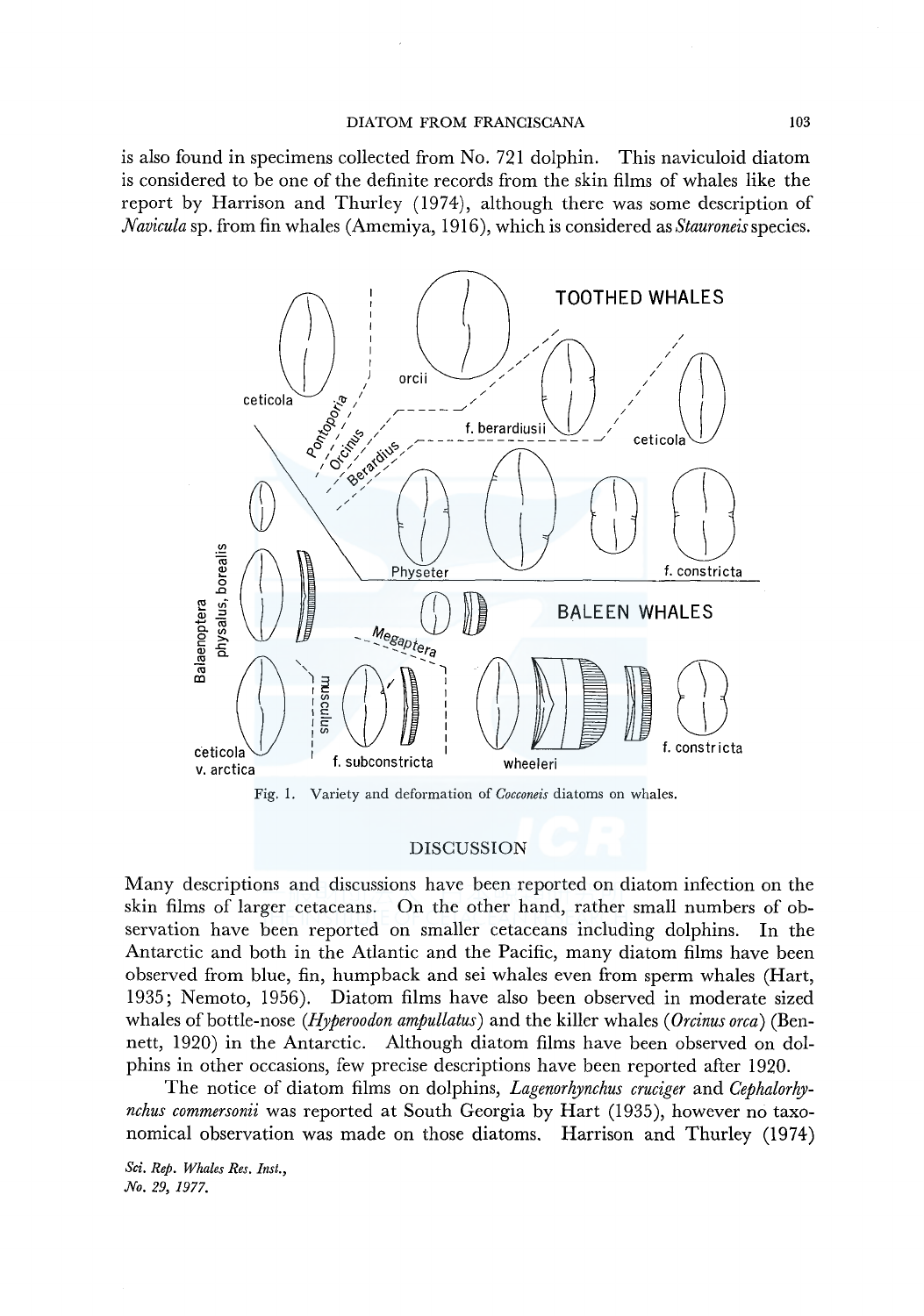is also found in specimens collected from No. 721 dolphin. This naviculoid diatom is considered to be one of the definite records from the skin films of whales like the report by Harrison and Thurley (1974), although there was some description of *Navicula* sp. from fin whales (Amemiya, 1916), which is considered as *Stauroneis* species.

Fig. 1. Variety and deformation of *Cocconeis* diatoms on whales.

## DISCUSSION

Many descriptions and discussions have been reported on diatom infection on the skin films of larger cetaceans. On the other hand, rather small numbers of observation have been reported on smaller cetaceans including dolphins. In the Antarctic and both in the Atlantic and the Pacific, many diatom films have been observed from blue, fin, humpback and sei whales even from sperm whales (Hart, 1935; Nemoto, 1956). Diatom films have also been observed in moderate sized whales of bottle-nose (*Hyperoodon ampullatus*) and the killer whales (*Orcinus orca*) (Bennett, 1920) in the Antarctic. Although diatom films have been observed on dolphins in other occasions, few precise descriptions have been reported after 1920.

The notice of diatom films on dolphins, *Lagenorhynchus cruciger* and *Cephalorhynchus commersonii* was reported at South Georgia by Hart (1935), however no taxonomical observation was made on those diatoms. Harrison and Thurley (1974)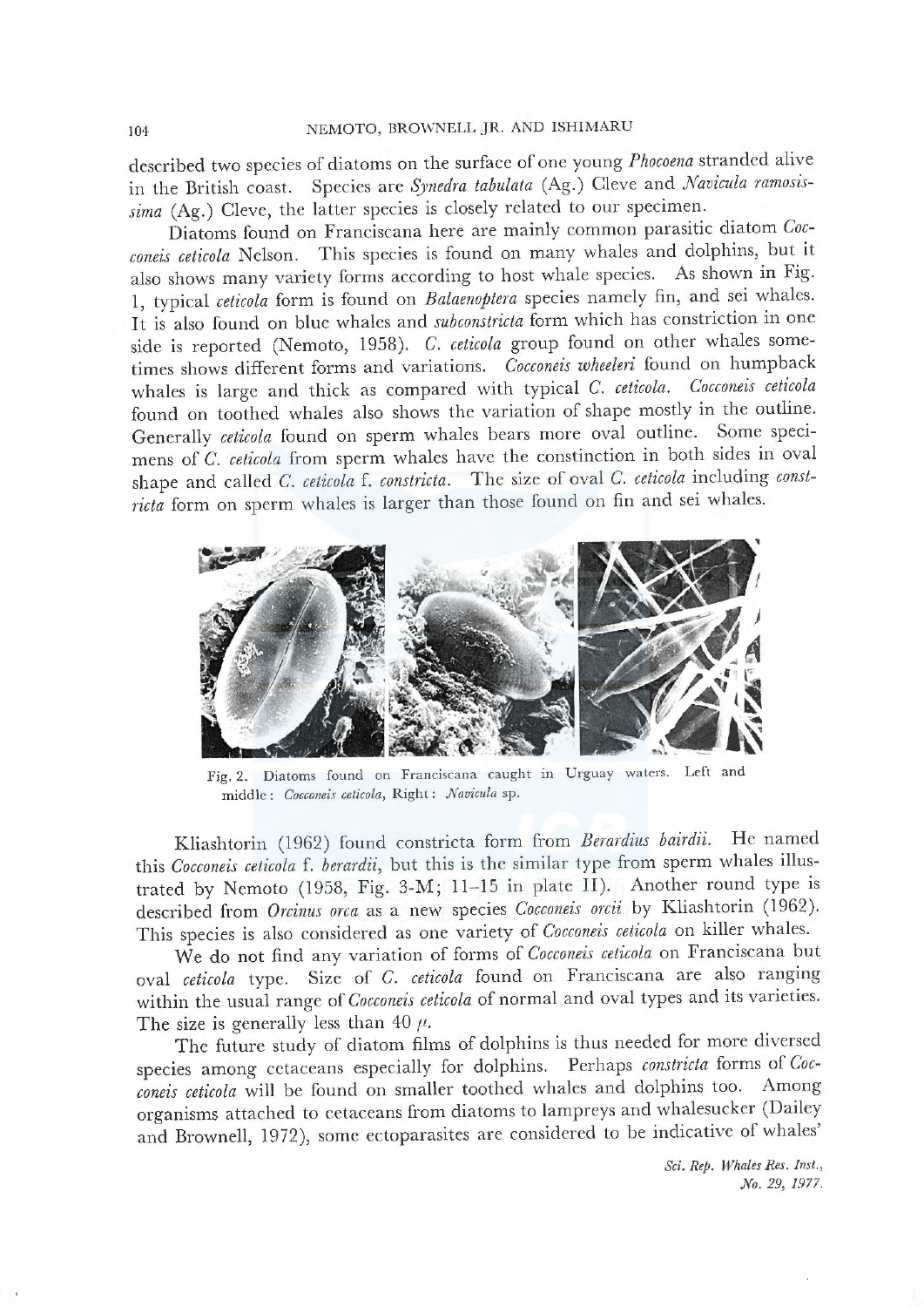described two species of diatoms on the surface of one young *Phocoena* stranded alive in the British coast. Species are *Synedra tabulata* (Ag.) Cleve and *Navicula ramosissima* (Ag.) Cleve, the latter species is closely related to our specimen.

Diatoms found on Franciscana here are mainly common parasitic diatom *Cocconeis ceticola* Nelson. This species is found on many whales and dolphins, but it also shows many variety forms according to host whale species. As shown in Fig. 1, typical *ceticola* form is found on *Balaenoptera* species namely fin, and sei whales. It is also found on blue whales and *subconstricta* form which has constriction in one side is reported (Nemoto, 1958). *C. ceticola* group found on other whales sometimes shows different forms and variations. *Cocconeis wheeleri* found on humpback whales is large and thick as compared with typical *C. ceticola*. *Cocconeis ceticola* found on toothed whales also shows the variation of shape mostly in the outline. Generally *ceticola* found on sperm whales bears more oval outline. Some specimens of *C. ceticola* from sperm whales have the constinction in both sides in oval shape and called *C. ceticola* f. *constricta*. The size of oval *C. ceticola* including *constricta* form on sperm whales is larger than those found on fin and sei whales.

Fig. 2. Diatoms found on Franciscana caught in Urguay waters. Left and middle: *Cocconeis ceticola*, Right: *Navicula* sp.

Kliashtorin (1962) found constricta form from *Berardius bairdii*. He named this *Cocconeis ceticola* f. *berardii*, but this is the similar type from sperm whales illustrated by Nemoto (1958, Fig. 3-M; 11–15 in plate II). Another round type is described from *Orcinus orca* as a new species *Cocconeis orcii* by Kliashtorin (1962). This species is also considered as one variety of *Cocconeis ceticola* on killer whales.

We do not find any variation of forms of *Cocconeis ceticola* on Franciscana but oval *ceticola* type. Size of *C. ceticola* found on Franciscana are also ranging within the usual range of *Cocconeis ceticola* of normal and oval types and its varieties. The size is generally less than 40 $\mu$.

The future study of diatom films of dolphins is thus needed for more diversed species among cetaceans especially for dolphins. Perhaps *constricta* forms of *Cocconeis ceticola* will be found on smaller toothed whales and dolphins too. Among organisms attached to cetaceans from diatoms to lampreys and whalesucker (Dailey and Brownell, 1972), some ectoparasites are considered to be indicative of whales'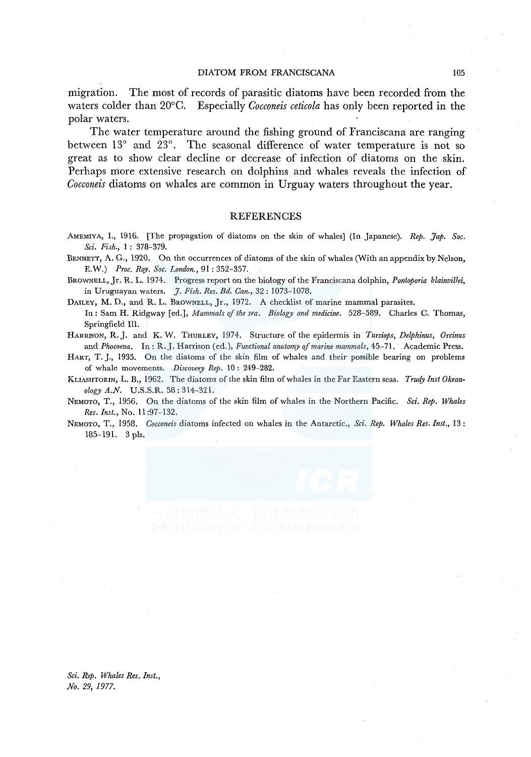migration. The most of records of parasitic diatoms have been recorded from the waters colder than 20°C. Especially *Cocconeis ceticola* has only been reported in the polar waters.

The water temperature around the fishing ground of Franciscana are ranging between 13° and 23°. The seasonal difference of water temperature is not so great as to show clear decline or decrease of infection of diatoms on the skin. Perhaps more extensive research on dolphins and whales reveals the infection of *Cocconeis* diatoms on whales are common in Urguay waters throughout the year.

## REFERENCES

AMEMIYA, I., 1916. [The propagation of diatoms on the skin of whales] (In Japanese). *Rep. Jap. Soc. Sci. Fish.*, 1 : 378–379.

BENNETT, A. G., 1920. On the occurrences of diatoms of the skin of whales (With an appendix by Nelson, E.W.) *Proc. Roy. Soc. London.*, 91 : 352–357.

BROWNELL, Jr. R. L. 1974. Progress report on the biology of the Franciscana dolphin, *Pontoporia blainvillei*, in Uruguayan waters. *J. Fish. Res. Bd. Can.*, 32 : 1073–1078.

DAILEY, M. D., and R. L. BROWNELL, Jr., 1972. A checklist of marine mammal parasites. In : Sam H. Ridgway [ed.], *Mammals of the sea. Biology and medicine.* 528–589. Charles C. Thomas, Springfield Ill.

HARRISON, R. J. and K. W. THURLEY, 1974. Structure of the epidermis in *Tursiops*, *Delphinus*, *Orcinus* and *Phocoena*. In : R. J. Harrison (ed.), *Functional anatomy of marine mammals*, 45–71. Academic Press.

HART, T. J., 1935. On the diatoms of the skin film of whales and their possible bearing on problems of whale movements. *Discovery Rep.* 10 : 249–282.

KLIASHTORIN, L. B., 1962. The diatoms of the skin film of whales in the Far Eastern seas. *Trudy Inst Okeanology A.N.* U.S.S.R. 58 : 314–321.

NEMOTO, T., 1956. On the diatoms of the skin film of whales in the Northern Pacific. *Sci. Rep. Whales Res. Inst.*, No. 11 :97–132.

NEMOTO, T., 1958. *Cocconeis* diatoms infected on whales in the Antarctic., *Sci. Rep. Whales Res. Inst.*, 13 : 185–191. 3 pls.